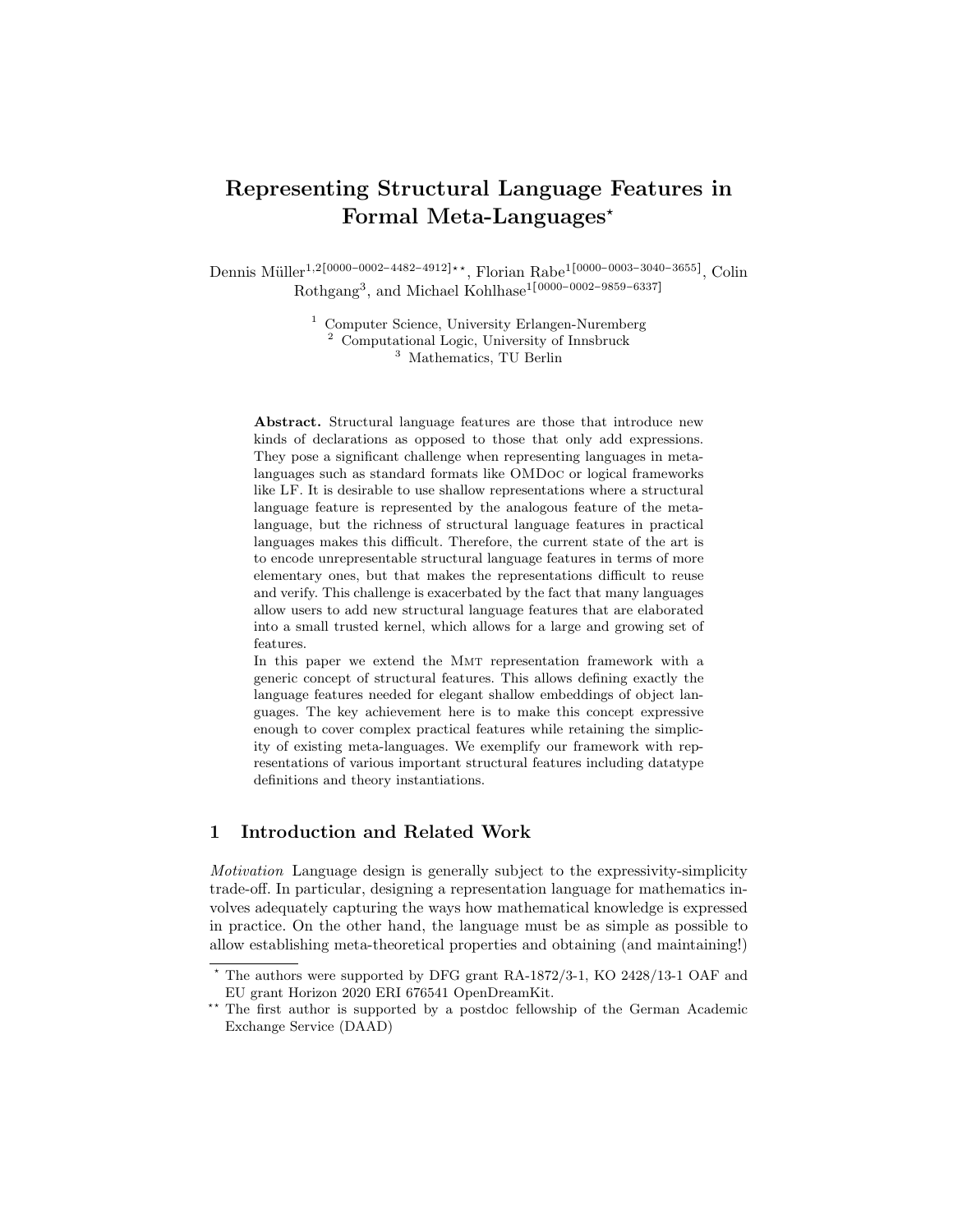# Representing Structural Language Features in Formal Meta-Languages*

Dennis Müller[1,2][0000-0002-4482-4912]**, Florian Rabe[1][0000-0003-3040-3655], Colin Rothgang[3], and Michael Kohlhase[1][0000-0002-9859-6337]

[1] Computer Science, University Erlangen-Nuremberg
[2] Computational Logic, University of Innsbruck
[3] Mathematics, TU Berlin

**Abstract.** Structural language features are those that introduce new kinds of declarations as opposed to those that only add expressions. They pose a significant challenge when representing languages in meta-languages such as standard formats like OMDoc or logical frameworks like LF. It is desirable to use shallow representations where a structural language feature is represented by the analogous feature of the meta-language, but the richness of structural language features in practical languages makes this difficult. Therefore, the current state of the art is to encode unrepresentable structural language features in terms of more elementary ones, but that makes the representations difficult to reuse and verify. This challenge is exacerbated by the fact that many languages allow users to add new structural language features that are elaborated into a small trusted kernel, which allows for a large and growing set of features.

In this paper we extend the Mmt representation framework with a generic concept of structural features. This allows defining exactly the language features needed for elegant shallow embeddings of object languages. The key achievement here is to make this concept expressive enough to cover complex practical features while retaining the simplicity of existing meta-languages. We exemplify our framework with representations of various important structural features including datatype definitions and theory instantiations.

## 1 Introduction and Related Work

*Motivation* Language design is generally subject to the expressivity-simplicity trade-off. In particular, designing a representation language for mathematics involves adequately capturing the ways how mathematical knowledge is expressed in practice. On the other hand, the language must be as simple as possible to allow establishing meta-theoretical properties and obtaining (and maintaining!)

* The authors were supported by DFG grant RA-1872/3-1, KO 2428/13-1 OAF and EU grant Horizon 2020 ERI 676541 OpenDreamKit.

** The first author is supported by a postdoc fellowship of the German Academic Exchange Service (DAAD)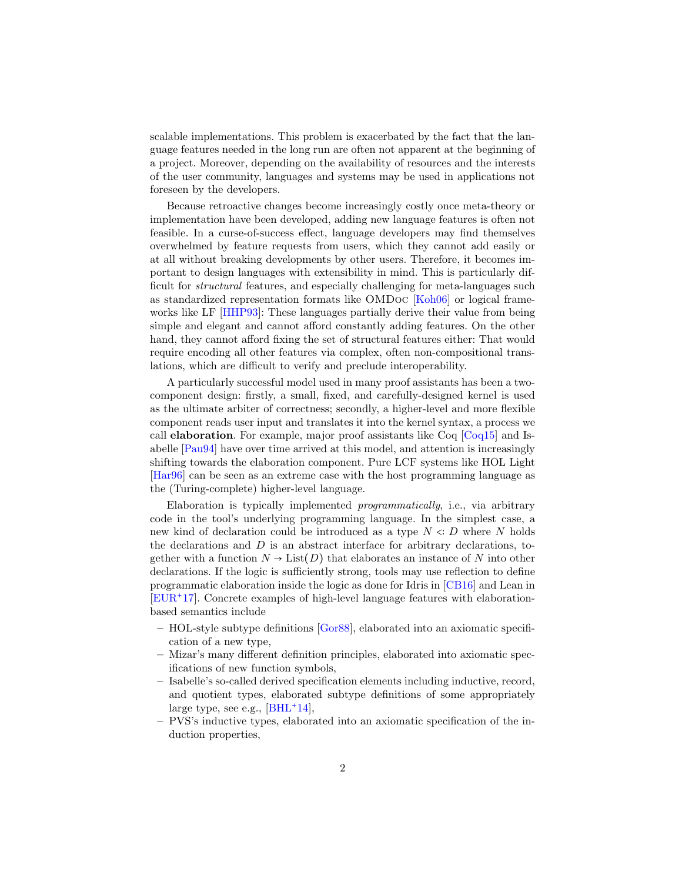scalable implementations. This problem is exacerbated by the fact that the language features needed in the long run are often not apparent at the beginning of a project. Moreover, depending on the availability of resources and the interests of the user community, languages and systems may be used in applications not foreseen by the developers.

Because retroactive changes become increasingly costly once meta-theory or implementation have been developed, adding new language features is often not feasible. In a curse-of-success effect, language developers may find themselves overwhelmed by feature requests from users, which they cannot add easily or at all without breaking developments by other users. Therefore, it becomes important to design languages with extensibility in mind. This is particularly difficult for *structural* features, and especially challenging for meta-languages such as standardized representation formats like OMDoc [Koh06] or logical frameworks like LF [HHP93]: These languages partially derive their value from being simple and elegant and cannot afford constantly adding features. On the other hand, they cannot afford fixing the set of structural features either: That would require encoding all other features via complex, often non-compositional translations, which are difficult to verify and preclude interoperability.

A particularly successful model used in many proof assistants has been a two-component design: firstly, a small, fixed, and carefully-designed kernel is used as the ultimate arbiter of correctness; secondly, a higher-level and more flexible component reads user input and translates it into the kernel syntax, a process we call **elaboration**. For example, major proof assistants like Coq [Coq15] and Isabelle [Pau94] have over time arrived at this model, and attention is increasingly shifting towards the elaboration component. Pure LCF systems like HOL Light [Har96] can be seen as an extreme case with the host programming language as the (Turing-complete) higher-level language.

Elaboration is typically implemented *programmatically*, i.e., via arbitrary code in the tool's underlying programming language. In the simplest case, a new kind of declaration could be introduced as a type $N <: D$ where $N$ holds the declarations and $D$ is an abstract interface for arbitrary declarations, together with a function $N \to \mathrm{List}(D)$ that elaborates an instance of $N$ into other declarations. If the logic is sufficiently strong, tools may use reflection to define programmatic elaboration inside the logic as done for Idris in [CB16] and Lean in [EUR+17]. Concrete examples of high-level language features with elaboration-based semantics include

- HOL-style subtype definitions [Gor88], elaborated into an axiomatic specification of a new type,
- Mizar's many different definition principles, elaborated into axiomatic specifications of new function symbols,
- Isabelle's so-called derived specification elements including inductive, record, and quotient types, elaborated subtype definitions of some appropriately large type, see e.g., [BHL+14],
- PVS's inductive types, elaborated into an axiomatic specification of the induction properties,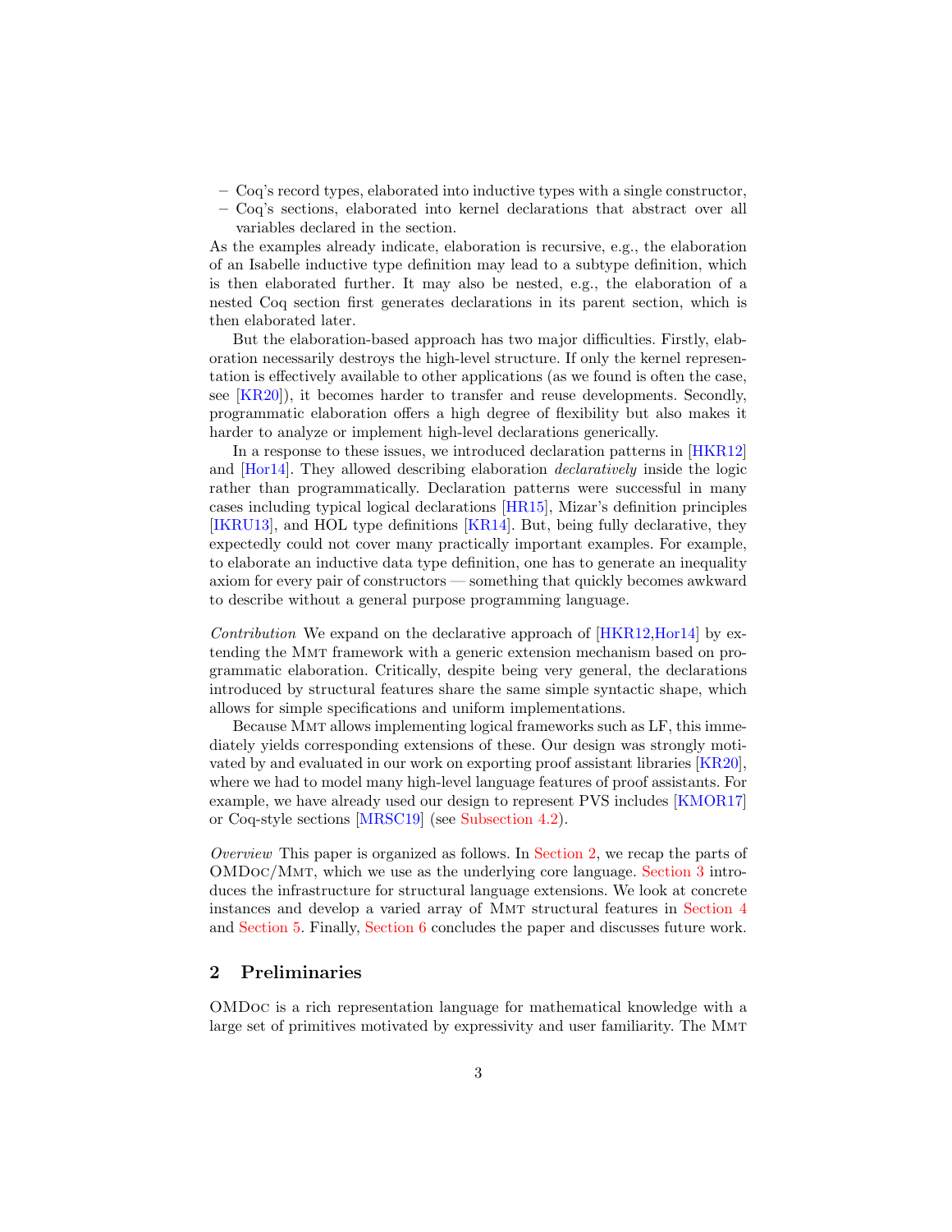- Coq's record types, elaborated into inductive types with a single constructor,
- Coq's sections, elaborated into kernel declarations that abstract over all variables declared in the section.

As the examples already indicate, elaboration is recursive, e.g., the elaboration of an Isabelle inductive type definition may lead to a subtype definition, which is then elaborated further. It may also be nested, e.g., the elaboration of a nested Coq section first generates declarations in its parent section, which is then elaborated later.

But the elaboration-based approach has two major difficulties. Firstly, elaboration necessarily destroys the high-level structure. If only the kernel representation is effectively available to other applications (as we found is often the case, see [KR20]), it becomes harder to transfer and reuse developments. Secondly, programmatic elaboration offers a high degree of flexibility but also makes it harder to analyze or implement high-level declarations generically.

In a response to these issues, we introduced declaration patterns in [HKR12] and [Hor14]. They allowed describing elaboration *declaratively* inside the logic rather than programmatically. Declaration patterns were successful in many cases including typical logical declarations [HR15], Mizar's definition principles [IKRU13], and HOL type definitions [KR14]. But, being fully declarative, they expectedly could not cover many practically important examples. For example, to elaborate an inductive data type definition, one has to generate an inequality axiom for every pair of constructors — something that quickly becomes awkward to describe without a general purpose programming language.

*Contribution* We expand on the declarative approach of [HKR12,Hor14] by extending the Mmt framework with a generic extension mechanism based on programmatic elaboration. Critically, despite being very general, the declarations introduced by structural features share the same simple syntactic shape, which allows for simple specifications and uniform implementations.

Because Mmt allows implementing logical frameworks such as LF, this immediately yields corresponding extensions of these. Our design was strongly motivated by and evaluated in our work on exporting proof assistant libraries [KR20], where we had to model many high-level language features of proof assistants. For example, we have already used our design to represent PVS includes [KMOR17] or Coq-style sections [MRSC19] (see Subsection 4.2).

*Overview* This paper is organized as follows. In Section 2, we recap the parts of OMDoc/Mmt, which we use as the underlying core language. Section 3 introduces the infrastructure for structural language extensions. We look at concrete instances and develop a varied array of Mmt structural features in Section 4 and Section 5. Finally, Section 6 concludes the paper and discusses future work.

## 2 Preliminaries

OMDoc is a rich representation language for mathematical knowledge with a large set of primitives motivated by expressivity and user familiarity. The Mmt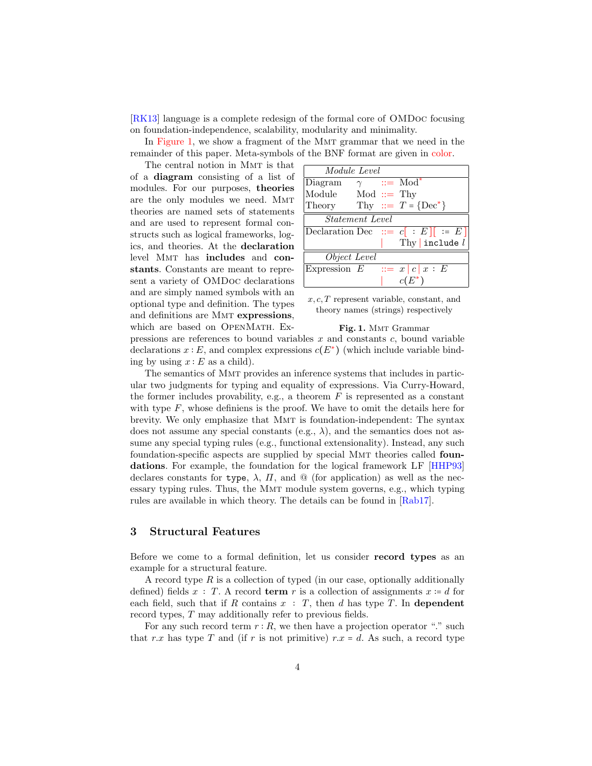[RK13] language is a complete redesign of the formal core of OMDoc focusing on foundation-independence, scalability, modularity and minimality.

In Figure 1, we show a fragment of the MMT grammar that we need in the remainder of this paper. Meta-symbols of the BNF format are given in color.

The central notion in MMT is that of a **diagram** consisting of a list of modules. For our purposes, **theories** are the only modules we need. MMT theories are named sets of statements and are used to represent formal constructs such as logical frameworks, logics, and theories. At the **declaration** level MMT has **includes** and **constants**. Constants are meant to represent a variety of OMDoc declarations and are simply named symbols with an optional type and definition. The types and definitions are MMT **expressions**, which are based on OpenMath. Expressions are references to bound variables $x$ and constants $c$, bound variable declarations $x : E$, and complex expressions $c(E^*)$ (which include variable binding by using $x : E$ as a child).

| *Module Level* | | | |
|---|---|---|---|
| Diagram | $\gamma$ | ::= | Mod$^*$ |
| Module | Mod | ::= | Thy |
| Theory | Thy | ::= | $T = \{\text{Dec}^*\}$ |
| *Statement Level* | | | |
| Declaration | Dec | ::= | $c[\ : E][\ := E]$ |
| | | \| | Thy \| `include` $l$ |
| *Object Level* | | | |
| Expression | $E$ | ::= | $x \mid c \mid x : E$ |
| | | \| | $c(E^*)$ |

$x, c, T$ represent variable, constant, and theory names (strings) respectively

**Fig. 1.** MMT Grammar

The semantics of MMT provides an inference systems that includes in particular two judgments for typing and equality of expressions. Via Curry-Howard, the former includes provability, e.g., a theorem $F$ is represented as a constant with type $F$, whose definiens is the proof. We have to omit the details here for brevity. We only emphasize that MMT is foundation-independent: The syntax does not assume any special constants (e.g., $\lambda$), and the semantics does not assume any special typing rules (e.g., functional extensionality). Instead, any such foundation-specific aspects are supplied by special MMT theories called **foundations**. For example, the foundation for the logical framework LF [HHP93] declares constants for `type`, $\lambda$, $\Pi$, and @ (for application) as well as the necessary typing rules. Thus, the MMT module system governs, e.g., which typing rules are available in which theory. The details can be found in [Rab17].

## 3 Structural Features

Before we come to a formal definition, let us consider **record types** as an example for a structural feature.

A record type $R$ is a collection of typed (in our case, optionally additionally defined) fields $x : T$. A record **term** $r$ is a collection of assignments $x := d$ for each field, such that if $R$ contains $x : T$, then $d$ has type $T$. In **dependent** record types, $T$ may additionally refer to previous fields.

For any such record term $r : R$, we then have a projection operator "." such that $r.x$ has type $T$ and (if $r$ is not primitive) $r.x = d$. As such, a record type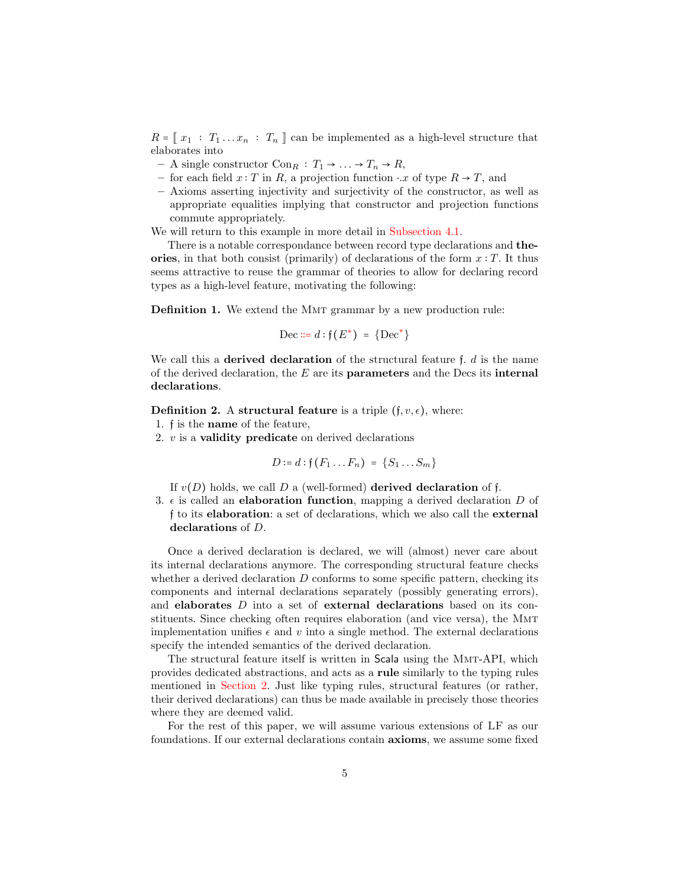$R = [\![ x_1 : T_1 \dots x_n : T_n ]\!]$ can be implemented as a high-level structure that elaborates into

- A single constructor $\text{Con}_R : T_1 \to \dots \to T_n \to R$,
- for each field $x : T$ in $R$, a projection function $\cdot.x$ of type $R \to T$, and
- Axioms asserting injectivity and surjectivity of the constructor, as well as appropriate equalities implying that constructor and projection functions commute appropriately.

We will return to this example in more detail in Subsection 4.1.

There is a notable correspondance between record type declarations and **theories**, in that both consist (primarily) of declarations of the form $x : T$. It thus seems attractive to reuse the grammar of theories to allow for declaring record types as a high-level feature, motivating the following:

**Definition 1.** We extend the Mmt grammar by a new production rule:

$$\text{Dec} ::= d : \mathfrak{f}(E^*) \; = \; \{\text{Dec}^*\}$$

We call this a **derived declaration** of the structural feature $\mathfrak{f}$. $d$ is the name of the derived declaration, the $E$ are its **parameters** and the Decs its **internal declarations**.

**Definition 2.** A **structural feature** is a triple $(\mathfrak{f}, v, \epsilon)$, where:

1. $\mathfrak{f}$ is the **name** of the feature,
2. $v$ is a **validity predicate** on derived declarations
$$D := d : \mathfrak{f}(F_1 \dots F_n) \; = \; \{S_1 \dots S_m\}$$
If $v(D)$ holds, we call $D$ a (well-formed) **derived declaration** of $\mathfrak{f}$.
3. $\epsilon$ is called an **elaboration function**, mapping a derived declaration $D$ of $\mathfrak{f}$ to its **elaboration**: a set of declarations, which we also call the **external declarations** of $D$.

Once a derived declaration is declared, we will (almost) never care about its internal declarations anymore. The corresponding structural feature checks whether a derived declaration $D$ conforms to some specific pattern, checking its components and internal declarations separately (possibly generating errors), and **elaborates** $D$ into a set of **external declarations** based on its constituents. Since checking often requires elaboration (and vice versa), the Mmt implementation unifies $\epsilon$ and $v$ into a single method. The external declarations specify the intended semantics of the derived declaration.

The structural feature itself is written in Scala using the Mmt-API, which provides dedicated abstractions, and acts as a **rule** similarly to the typing rules mentioned in Section 2. Just like typing rules, structural features (or rather, their derived declarations) can thus be made available in precisely those theories where they are deemed valid.

For the rest of this paper, we will assume various extensions of LF as our foundations. If our external declarations contain **axioms**, we assume some fixed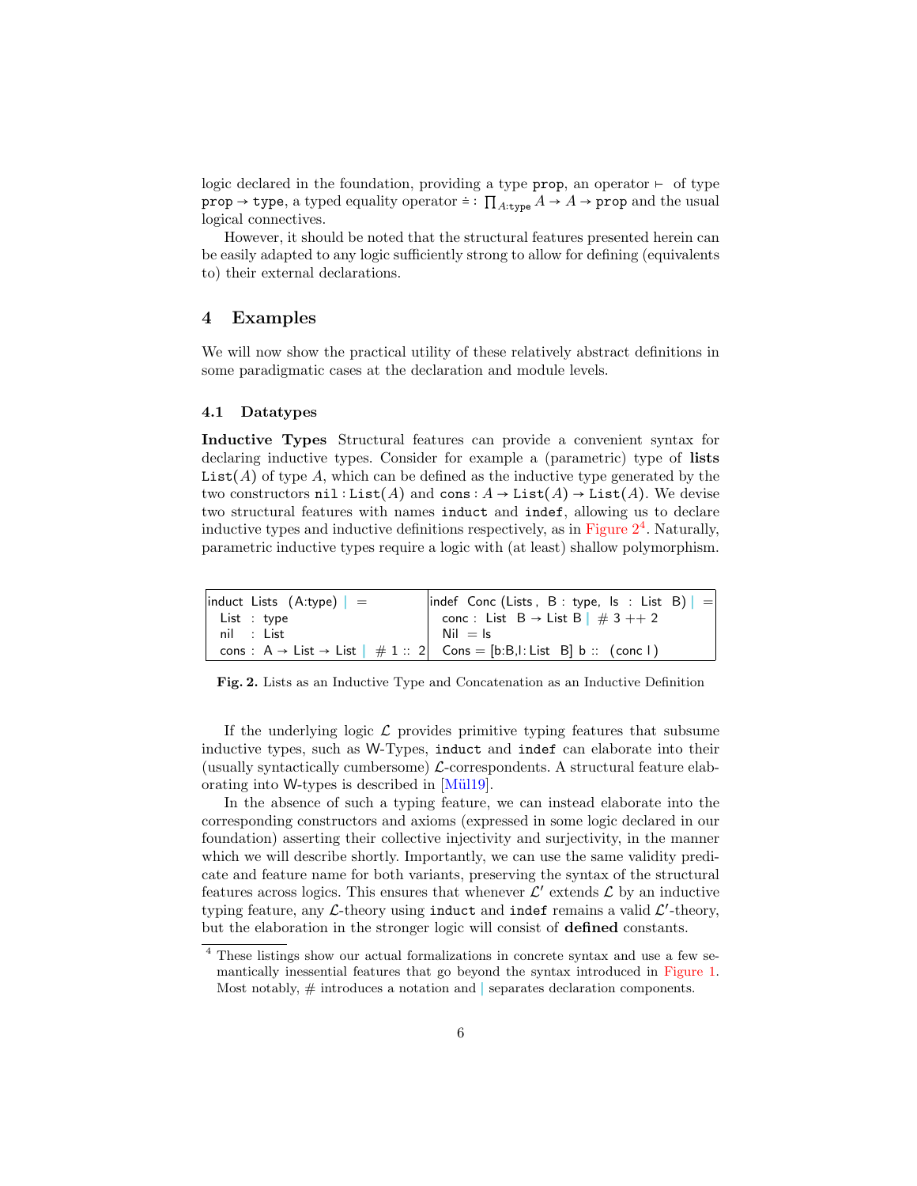logic declared in the foundation, providing a type prop, an operator $\vdash$ of type prop $\to$ type, a typed equality operator $\doteq : \prod_{A:\mathtt{type}} A \to A \to \mathtt{prop}$ and the usual logical connectives.

However, it should be noted that the structural features presented herein can be easily adapted to any logic sufficiently strong to allow for defining (equivalents to) their external declarations.

## 4 Examples

We will now show the practical utility of these relatively abstract definitions in some paradigmatic cases at the declaration and module levels.

### 4.1 Datatypes

**Inductive Types** Structural features can provide a convenient syntax for declaring inductive types. Consider for example a (parametric) type of **lists** $\mathtt{List}(A)$ of type $A$, which can be defined as the inductive type generated by the two constructors $\mathtt{nil} : \mathtt{List}(A)$ and $\mathtt{cons} : A \to \mathtt{List}(A) \to \mathtt{List}(A)$. We devise two structural features with names induct and indef, allowing us to declare inductive types and inductive definitions respectively, as in Figure 2[4]. Naturally, parametric inductive types require a logic with (at least) shallow polymorphism.

| induct Lists (A:type) &#124; = | indef Conc (Lists , B : type, ls : List B) &#124; = |
|---|---|
| List : type | conc : List B → List B &#124; # 3 ++ 2 |
| nil : List | Nil = ls |
| cons : A → List → List &#124; # 1 :: 2 | Cons = [b:B,l: List B] b :: (conc l ) |

**Fig. 2.** Lists as an Inductive Type and Concatenation as an Inductive Definition

If the underlying logic $\mathcal{L}$ provides primitive typing features that subsume inductive types, such as W-Types, induct and indef can elaborate into their (usually syntactically cumbersome) $\mathcal{L}$-correspondents. A structural feature elaborating into W-types is described in [Mül19].

In the absence of such a typing feature, we can instead elaborate into the corresponding constructors and axioms (expressed in some logic declared in our foundation) asserting their collective injectivity and surjectivity, in the manner which we will describe shortly. Importantly, we can use the same validity predicate and feature name for both variants, preserving the syntax of the structural features across logics. This ensures that whenever $\mathcal{L}'$ extends $\mathcal{L}$ by an inductive typing feature, any $\mathcal{L}$-theory using induct and indef remains a valid $\mathcal{L}'$-theory, but the elaboration in the stronger logic will consist of **defined** constants.

[4] These listings show our actual formalizations in concrete syntax and use a few semantically inessential features that go beyond the syntax introduced in Figure 1. Most notably, # introduces a notation and | separates declaration components.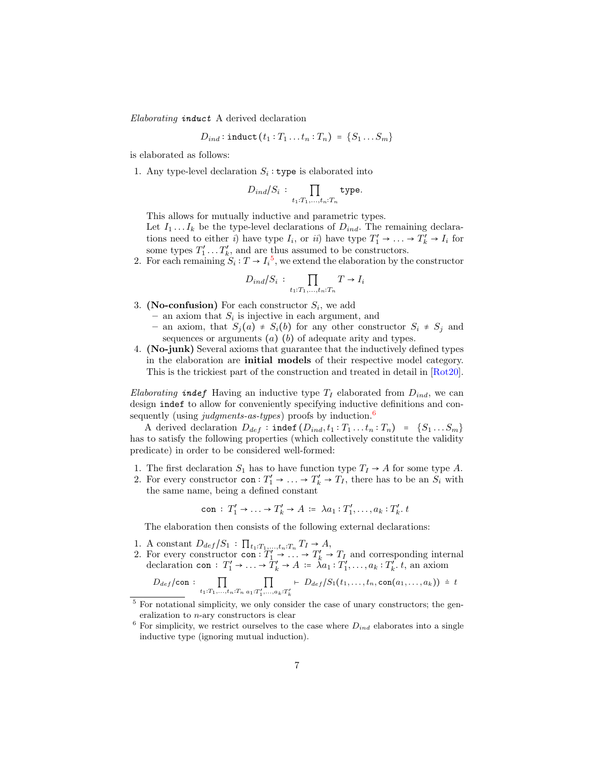*Elaborating* ***induct*** A derived declaration

$$D_{ind} : \texttt{induct}\,(t_1 : T_1 \ldots t_n : T_n) \;=\; \{S_1 \ldots S_m\}$$

is elaborated as follows:

1. Any type-level declaration $S_i : \texttt{type}$ is elaborated into

   $$D_{ind}/S_i \;:\; \prod_{t_1:T_1,\ldots,t_n:T_n} \texttt{type}.$$

   This allows for mutually inductive and parametric types.
   Let $I_1 \ldots I_k$ be the type-level declarations of $D_{ind}$. The remaining declarations need to either *i*) have type $I_i$, or *ii*) have type $T'_1 \to \ldots \to T'_k \to I_i$ for some types $T'_1 \ldots T'_k$, and are thus assumed to be constructors.
2. For each remaining $S_i : T \to I_i$[5], we extend the elaboration by the constructor

   $$D_{ind}/S_i \;:\; \prod_{t_1:T_1,\ldots,t_n:T_n} T \to I_i$$

3. **(No-confusion)** For each constructor $S_i$, we add
   - an axiom that $S_i$ is injective in each argument, and
   - an axiom, that $S_j(a) \neq S_i(b)$ for any other constructor $S_i \neq S_j$ and sequences or arguments $(a)$ $(b)$ of adequate arity and types.
4. **(No-junk)** Several axioms that guarantee that the inductively defined types in the elaboration are **initial models** of their respective model category. This is the trickiest part of the construction and treated in detail in [Rot20].

*Elaborating* ***indef*** Having an inductive type $T_I$ elaborated from $D_{ind}$, we can design `indef` to allow for conveniently specifying inductive definitions and consequently (using *judgments-as-types*) proofs by induction.[6]

A derived declaration $D_{def} : \texttt{indef}\,(D_{ind}, t_1 : T_1 \ldots t_n : T_n) \;=\; \{S_1 \ldots S_m\}$ has to satisfy the following properties (which collectively constitute the validity predicate) in order to be considered well-formed:

1. The first declaration $S_1$ has to have function type $T_I \to A$ for some type $A$.
2. For every constructor $\texttt{con} : T'_1 \to \ldots \to T'_k \to T_I$, there has to be an $S_i$ with the same name, being a defined constant

   $$\texttt{con} \;:\; T'_1 \to \ldots \to T'_k \to A \;:=\; \lambda a_1 : T'_1, \ldots, a_k : T'_k.\, t$$

The elaboration then consists of the following external declarations:

1. A constant $D_{def}/S_1 \;:\; \prod_{t_1:T_1,\ldots,t_n:T_n} T_I \to A$,
2. For every constructor $\texttt{con} : T'_1 \to \ldots \to T'_k \to T_I$ and corresponding internal declaration $\texttt{con} \;:\; T'_1 \to \ldots \to T'_k \to A \;:=\; \lambda a_1 : T'_1, \ldots, a_k : T'_k.\, t$, an axiom

   $$D_{def}/\texttt{con} : \prod_{t_1:T_1,\ldots,t_n:T_n} \prod_{a_1:T'_1,\ldots,a_k:T'_k} \vdash\; D_{def}/S_1(t_1,\ldots,t_n,\texttt{con}(a_1,\ldots,a_k)) \;\doteq\; t$$

---

[5] For notational simplicity, we only consider the case of unary constructors; the generalization to $n$-ary constructors is clear

[6] For simplicity, we restrict ourselves to the case where $D_{ind}$ elaborates into a single inductive type (ignoring mutual induction).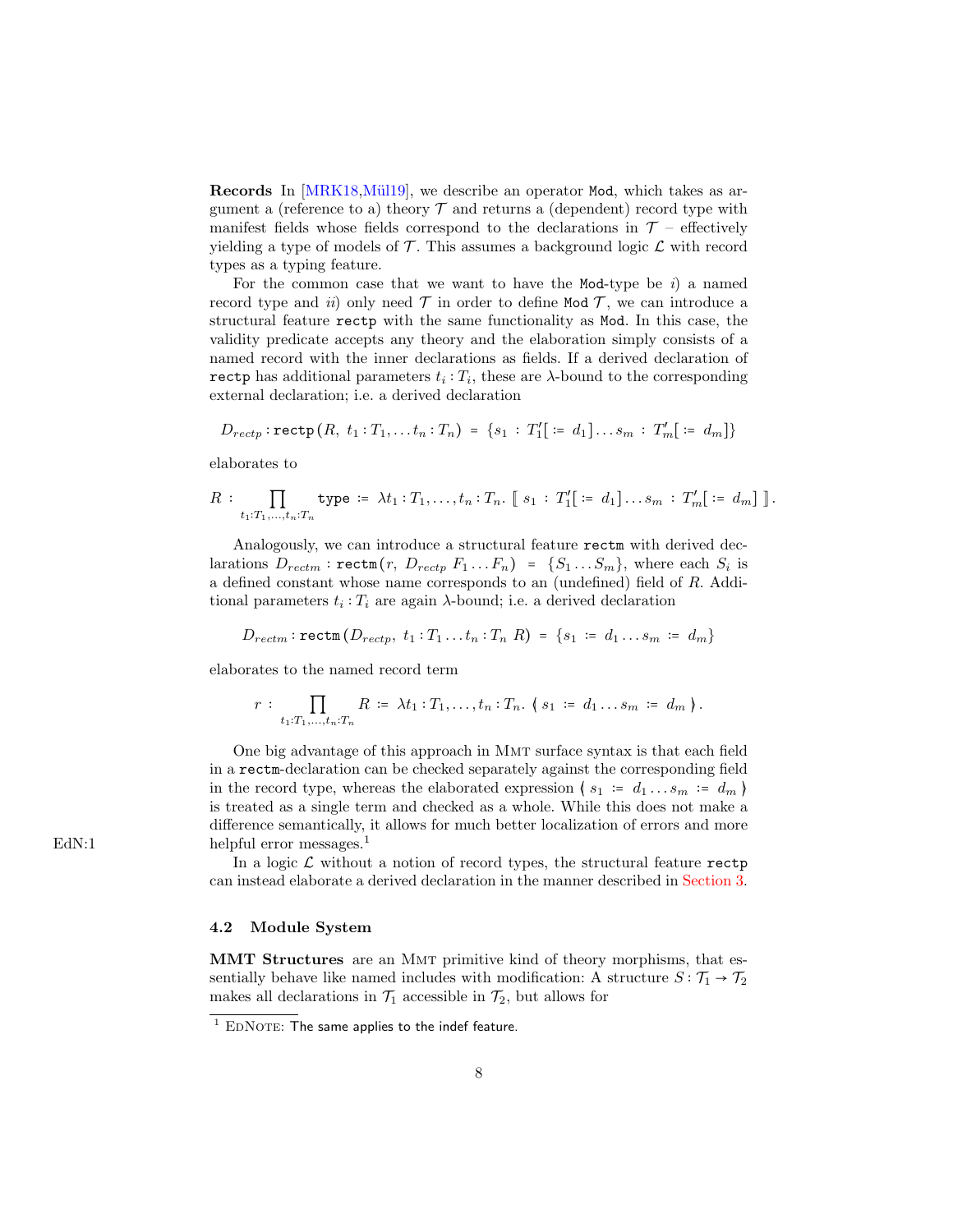**Records** In [MRK18,Mül19], we describe an operator `Mod`, which takes as argument a (reference to a) theory $\mathcal{T}$ and returns a (dependent) record type with manifest fields whose fields correspond to the declarations in $\mathcal{T}$ – effectively yielding a type of models of $\mathcal{T}$. This assumes a background logic $\mathcal{L}$ with record types as a typing feature.

For the common case that we want to have the `Mod`-type be *i*) a named record type and *ii*) only need $\mathcal{T}$ in order to define `Mod` $\mathcal{T}$, we can introduce a structural feature `rectp` with the same functionality as `Mod`. In this case, the validity predicate accepts any theory and the elaboration simply consists of a named record with the inner declarations as fields. If a derived declaration of `rectp` has additional parameters $t_i : T_i$, these are $\lambda$-bound to the corresponding external declaration; i.e. a derived declaration

$$D_{rectp} : \texttt{rectp}(R,\ t_1 : T_1, \ldots t_n : T_n)\ =\ \{s_1\ :\ T_1'[\coloneqq\ d_1] \ldots s_m\ :\ T_m'[\coloneqq\ d_m]\}$$

elaborates to

$$R\ :\ \prod_{t_1:T_1,\ldots,t_n:T_n} \texttt{type}\ \coloneqq\ \lambda t_1 : T_1, \ldots, t_n : T_n.\ [\![\ s_1\ :\ T_1'[\coloneqq\ d_1] \ldots s_m\ :\ T_m'[\coloneqq\ d_m]\ ]\!].$$

Analogously, we can introduce a structural feature `rectm` with derived declarations $D_{rectm} : \texttt{rectm}(r,\ D_{rectp}\ F_1 \ldots F_n)\ =\ \{S_1 \ldots S_m\}$, where each $S_i$ is a defined constant whose name corresponds to an (undefined) field of $R$. Additional parameters $t_i : T_i$ are again $\lambda$-bound; i.e. a derived declaration

$$D_{rectm} : \texttt{rectm}(D_{rectp},\ t_1 : T_1 \ldots t_n : T_n\ R)\ =\ \{s_1\ \coloneqq\ d_1 \ldots s_m\ \coloneqq\ d_m\}$$

elaborates to the named record term

$$r\ :\ \prod_{t_1:T_1,\ldots,t_n:T_n} R\ \coloneqq\ \lambda t_1 : T_1, \ldots, t_n : T_n.\ \langle\!|\ s_1\ \coloneqq\ d_1 \ldots s_m\ \coloneqq\ d_m\ |\!\rangle.$$

One big advantage of this approach in MMT surface syntax is that each field in a `rectm`-declaration can be checked separately against the corresponding field in the record type, whereas the elaborated expression $\langle\!|\ s_1\ \coloneqq\ d_1 \ldots s_m\ \coloneqq\ d_m\ |\!\rangle$ is treated as a single term and checked as a whole. While this does not make a difference semantically, it allows for much better localization of errors and more helpful error messages.[1]

EdN:1

In a logic $\mathcal{L}$ without a notion of record types, the structural feature `rectp` can instead elaborate a derived declaration in the manner described in Section 3.

### 4.2 Module System

**MMT Structures** are an MMT primitive kind of theory morphisms, that essentially behave like named includes with modification: A structure $S : \mathcal{T}_1 \to \mathcal{T}_2$ makes all declarations in $\mathcal{T}_1$ accessible in $\mathcal{T}_2$, but allows for

[1] EdNote: The same applies to the indef feature.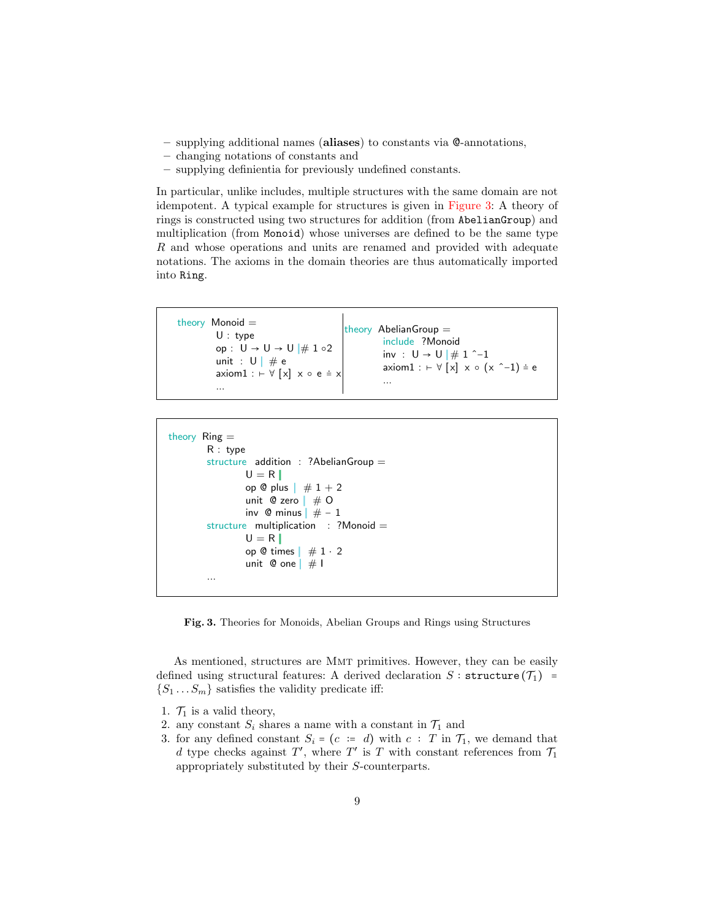– supplying additional names (**aliases**) to constants via @-annotations,
– changing notations of constants and
– supplying definientia for previously undefined constants.

In particular, unlike includes, multiple structures with the same domain are not idempotent. A typical example for structures is given in Figure 3: A theory of rings is constructed using two structures for addition (from `AbelianGroup`) and multiplication (from `Monoid`) whose universes are defined to be the same type $R$ and whose operations and units are renamed and provided with adequate notations. The axioms in the domain theories are thus automatically imported into `Ring`.

```
theory Monoid =
    U : type
    op : U → U → U | # 1 ∘2
    unit : U | # e
    axiom1 : ⊢ ∀ [x] x ∘ e ≐ x
    ...
```

```
theory AbelianGroup =
    include ?Monoid
    inv : U → U | # 1 ^−1
    axiom1 : ⊢ ∀ [x] x ∘ (x ^−1) ≐ e
    ...
```

```
theory Ring =
    R : type
    structure addition : ?AbelianGroup =
        U = R |
        op @ plus | # 1 + 2
        unit @ zero | # O
        inv @ minus | # − 1
    structure multiplication : ?Monoid =
        U = R |
        op @ times | # 1 · 2
        unit @ one | # I
    ...
```

**Fig. 3.** Theories for Monoids, Abelian Groups and Rings using Structures

As mentioned, structures are MMT primitives. However, they can be easily defined using structural features: A derived declaration $S$ : `structure`$(\mathcal{T}_1) = \{S_1 \dots S_m\}$ satisfies the validity predicate iff:

1. $\mathcal{T}_1$ is a valid theory,
2. any constant $S_i$ shares a name with a constant in $\mathcal{T}_1$ and
3. for any defined constant $S_i = (c := d)$ with $c : T$ in $\mathcal{T}_1$, we demand that $d$ type checks against $T'$, where $T'$ is $T$ with constant references from $\mathcal{T}_1$ appropriately substituted by their $S$-counterparts.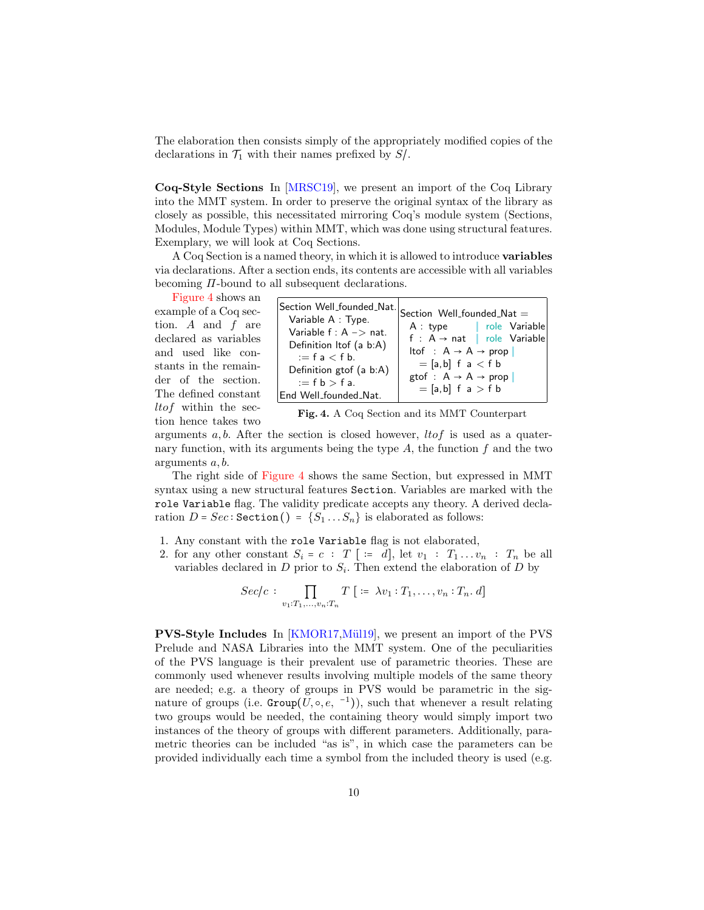The elaboration then consists simply of the appropriately modified copies of the declarations in $\mathcal{T}_1$ with their names prefixed by $S/$.

**Coq-Style Sections** In [MRSC19], we present an import of the Coq Library into the MMT system. In order to preserve the original syntax of the library as closely as possible, this necessitated mirroring Coq's module system (Sections, Modules, Module Types) within MMT, which was done using structural features. Exemplary, we will look at Coq Sections.

A Coq Section is a named theory, in which it is allowed to introduce **variables** via declarations. After a section ends, its contents are accessible with all variables becoming $\Pi$-bound to all subsequent declarations.

Figure 4 shows an example of a Coq section. $A$ and $f$ are declared as variables and used like constants in the remainder of the section. The defined constant $ltof$ within the section hence takes two arguments $a, b$. After the section is closed however, $ltof$ is used as a quaternary function, with its arguments being the type $A$, the function $f$ and the two arguments $a, b$.

| Coq | MMT |
|---|---|
| Section Well_founded_Nat.<br>Variable A : Type.<br>Variable f : A –> nat.<br>Definition ltof (a b:A)<br>:= f a < f b.<br>Definition gtof (a b:A)<br>:= f b > f a.<br>End Well_founded_Nat. | Section Well_founded_Nat =<br>A : type ❘ role Variable<br>f : A → nat ❘ role Variable<br>ltof : A → A → prop ❘<br>= [a,b] f a < f b<br>gtof : A → A → prop ❘<br>= [a,b] f a > f b |

**Fig. 4.** A Coq Section and its MMT Counterpart

The right side of Figure 4 shows the same Section, but expressed in MMT syntax using a new structural features `Section`. Variables are marked with the `role Variable` flag. The validity predicate accepts any theory. A derived declaration $D = Sec : \texttt{Section}() = \{S_1 \ldots S_n\}$ is elaborated as follows:

1. Any constant with the `role Variable` flag is not elaborated,
2. for any other constant $S_i = c : T\ [:= d]$, let $v_1 : T_1 \ldots v_n : T_n$ be all variables declared in $D$ prior to $S_i$. Then extend the elaboration of $D$ by

$$Sec/c : \prod_{v_1:T_1,\ldots,v_n:T_n} T\ [:= \lambda v_1 : T_1, \ldots, v_n : T_n.\ d]$$

**PVS-Style Includes** In [KMOR17,Mül19], we present an import of the PVS Prelude and NASA Libraries into the MMT system. One of the peculiarities of the PVS language is their prevalent use of parametric theories. These are commonly used whenever results involving multiple models of the same theory are needed; e.g. a theory of groups in PVS would be parametric in the signature of groups (i.e. $\texttt{Group}(U, \circ, e, {}^{-1})$), such that whenever a result relating two groups would be needed, the containing theory would simply import two instances of the theory of groups with different parameters. Additionally, parametric theories can be included "as is", in which case the parameters can be provided individually each time a symbol from the included theory is used (e.g.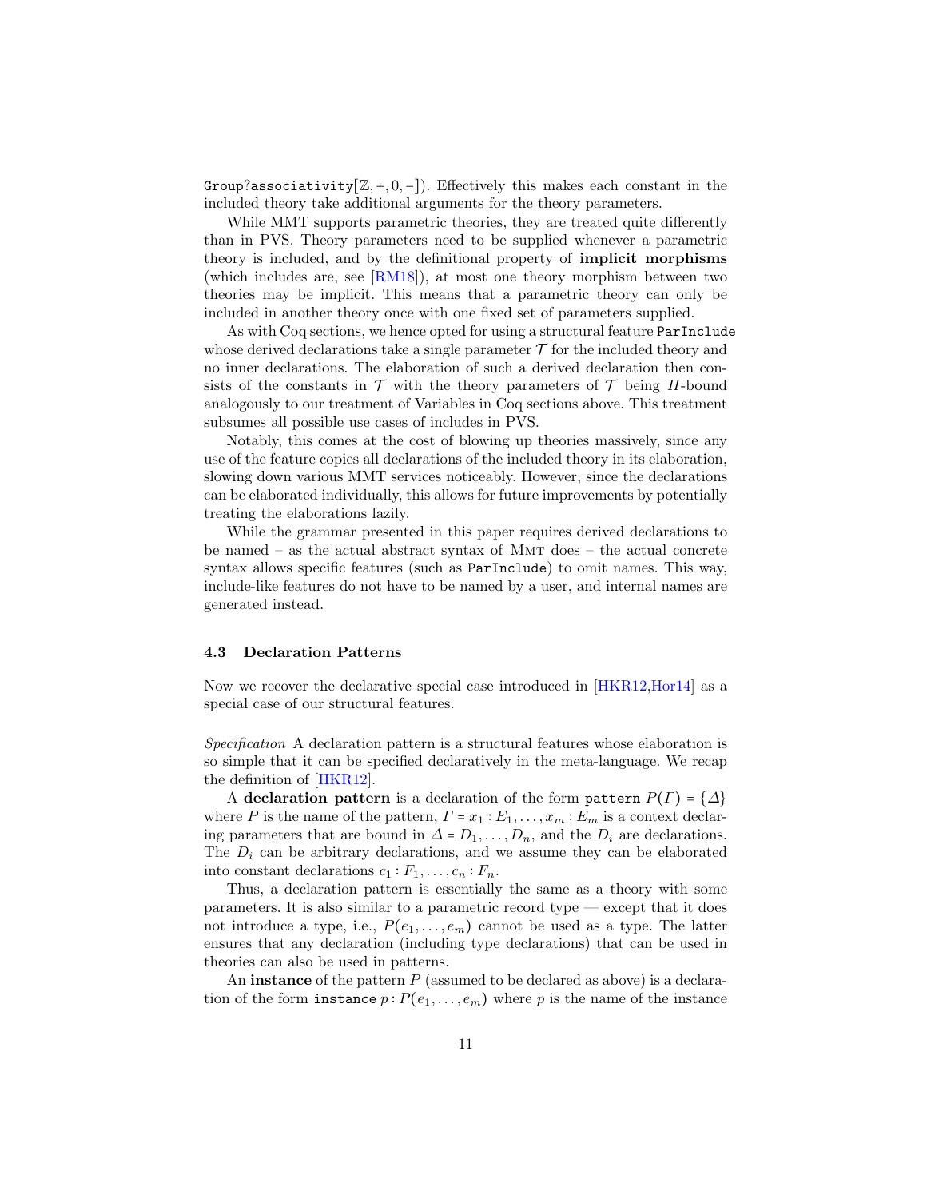Group?associativity$[\mathbb{Z}, +, 0, -]$). Effectively this makes each constant in the included theory take additional arguments for the theory parameters.

While MMT supports parametric theories, they are treated quite differently than in PVS. Theory parameters need to be supplied whenever a parametric theory is included, and by the definitional property of **implicit morphisms** (which includes are, see [RM18]), at most one theory morphism between two theories may be implicit. This means that a parametric theory can only be included in another theory once with one fixed set of parameters supplied.

As with Coq sections, we hence opted for using a structural feature `ParInclude` whose derived declarations take a single parameter $\mathcal{T}$ for the included theory and no inner declarations. The elaboration of such a derived declaration then consists of the constants in $\mathcal{T}$ with the theory parameters of $\mathcal{T}$ being $\Pi$-bound analogously to our treatment of Variables in Coq sections above. This treatment subsumes all possible use cases of includes in PVS.

Notably, this comes at the cost of blowing up theories massively, since any use of the feature copies all declarations of the included theory in its elaboration, slowing down various MMT services noticeably. However, since the declarations can be elaborated individually, this allows for future improvements by potentially treating the elaborations lazily.

While the grammar presented in this paper requires derived declarations to be named – as the actual abstract syntax of MMT does – the actual concrete syntax allows specific features (such as `ParInclude`) to omit names. This way, include-like features do not have to be named by a user, and internal names are generated instead.

### 4.3 Declaration Patterns

Now we recover the declarative special case introduced in [HKR12,Hor14] as a special case of our structural features.

*Specification* A declaration pattern is a structural features whose elaboration is so simple that it can be specified declaratively in the meta-language. We recap the definition of [HKR12].

A **declaration pattern** is a declaration of the form `pattern` $P(\Gamma) = \{\Delta\}$ where $P$ is the name of the pattern, $\Gamma = x_1 : E_1, \ldots, x_m : E_m$ is a context declaring parameters that are bound in $\Delta = D_1, \ldots, D_n$, and the $D_i$ are declarations. The $D_i$ can be arbitrary declarations, and we assume they can be elaborated into constant declarations $c_1 : F_1, \ldots, c_n : F_n$.

Thus, a declaration pattern is essentially the same as a theory with some parameters. It is also similar to a parametric record type — except that it does not introduce a type, i.e., $P(e_1, \ldots, e_m)$ cannot be used as a type. The latter ensures that any declaration (including type declarations) that can be used in theories can also be used in patterns.

An **instance** of the pattern $P$ (assumed to be declared as above) is a declaration of the form `instance` $p : P(e_1, \ldots, e_m)$ where $p$ is the name of the instance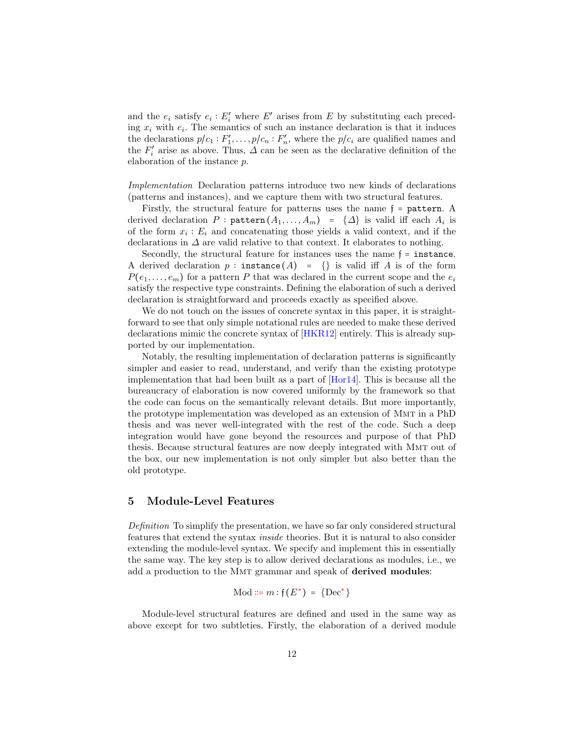and the $e_i$ satisfy $e_i : E'_i$ where $E'$ arises from $E$ by substituting each preceding $x_i$ with $e_i$. The semantics of such an instance declaration is that it induces the declarations $p/c_1 : F'_1, \ldots, p/c_n : F'_n$, where the $p/c_i$ are qualified names and the $F'_i$ arise as above. Thus, $\Delta$ can be seen as the declarative definition of the elaboration of the instance $p$.

*Implementation* Declaration patterns introduce two new kinds of declarations (patterns and instances), and we capture them with two structural features.

Firstly, the structural feature for patterns uses the name $\mathfrak{f}$ = `pattern`. A derived declaration $P$ : `pattern`$(A_1, \ldots, A_m)$ = $\{\Delta\}$ is valid iff each $A_i$ is of the form $x_i : E_i$ and concatenating those yields a valid context, and if the declarations in $\Delta$ are valid relative to that context. It elaborates to nothing.

Secondly, the structural feature for instances uses the name $\mathfrak{f}$ = `instance`. A derived declaration $p$ : `instance`$(A)$ = $\{\}$ is valid iff $A$ is of the form $P(e_1, \ldots, e_m)$ for a pattern $P$ that was declared in the current scope and the $e_i$ satisfy the respective type constraints. Defining the elaboration of such a derived declaration is straightforward and proceeds exactly as specified above.

We do not touch on the issues of concrete syntax in this paper, it is straightforward to see that only simple notational rules are needed to make these derived declarations mimic the concrete syntax of [HKR12] entirely. This is already supported by our implementation.

Notably, the resulting implementation of declaration patterns is significantly simpler and easier to read, understand, and verify than the existing prototype implementation that had been built as a part of [Hor14]. This is because all the bureaucracy of elaboration is now covered uniformly by the framework so that the code can focus on the semantically relevant details. But more importantly, the prototype implementation was developed as an extension of MMT in a PhD thesis and was never well-integrated with the rest of the code. Such a deep integration would have gone beyond the resources and purpose of that PhD thesis. Because structural features are now deeply integrated with MMT out of the box, our new implementation is not only simpler but also better than the old prototype.

## 5 Module-Level Features

*Definition* To simplify the presentation, we have so far only considered structural features that extend the syntax *inside* theories. But it is natural to also consider extending the module-level syntax. We specify and implement this in essentially the same way. The key step is to allow derived declarations as modules, i.e., we add a production to the MMT grammar and speak of **derived modules**:

$$\text{Mod} ::= m : \mathfrak{f}(E^*) \;=\; \{\text{Dec}^*\}$$

Module-level structural features are defined and used in the same way as above except for two subtleties. Firstly, the elaboration of a derived module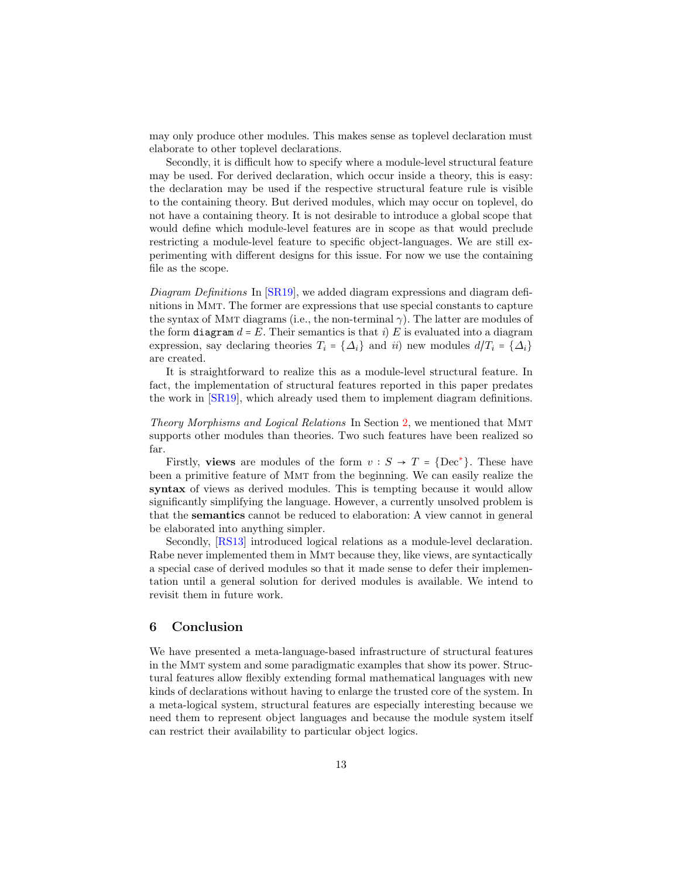may only produce other modules. This makes sense as toplevel declaration must elaborate to other toplevel declarations.

Secondly, it is difficult how to specify where a module-level structural feature may be used. For derived declaration, which occur inside a theory, this is easy: the declaration may be used if the respective structural feature rule is visible to the containing theory. But derived modules, which may occur on toplevel, do not have a containing theory. It is not desirable to introduce a global scope that would define which module-level features are in scope as that would preclude restricting a module-level feature to specific object-languages. We are still experimenting with different designs for this issue. For now we use the containing file as the scope.

*Diagram Definitions* In [SR19], we added diagram expressions and diagram definitions in MMT. The former are expressions that use special constants to capture the syntax of MMT diagrams (i.e., the non-terminal $\gamma$). The latter are modules of the form `diagram` $d = E$. Their semantics is that *i)* $E$ is evaluated into a diagram expression, say declaring theories $T_i = \{\varDelta_i\}$ and *ii)* new modules $d/T_i = \{\varDelta_i\}$ are created.

It is straightforward to realize this as a module-level structural feature. In fact, the implementation of structural features reported in this paper predates the work in [SR19], which already used them to implement diagram definitions.

*Theory Morphisms and Logical Relations* In Section 2, we mentioned that MMT supports other modules than theories. Two such features have been realized so far.

Firstly, **views** are modules of the form $v : S \to T = \{\text{Dec}^*\}$. These have been a primitive feature of MMT from the beginning. We can easily realize the **syntax** of views as derived modules. This is tempting because it would allow significantly simplifying the language. However, a currently unsolved problem is that the **semantics** cannot be reduced to elaboration: A view cannot in general be elaborated into anything simpler.

Secondly, [RS13] introduced logical relations as a module-level declaration. Rabe never implemented them in MMT because they, like views, are syntactically a special case of derived modules so that it made sense to defer their implementation until a general solution for derived modules is available. We intend to revisit them in future work.

## 6 Conclusion

We have presented a meta-language-based infrastructure of structural features in the MMT system and some paradigmatic examples that show its power. Structural features allow flexibly extending formal mathematical languages with new kinds of declarations without having to enlarge the trusted core of the system. In a meta-logical system, structural features are especially interesting because we need them to represent object languages and because the module system itself can restrict their availability to particular object logics.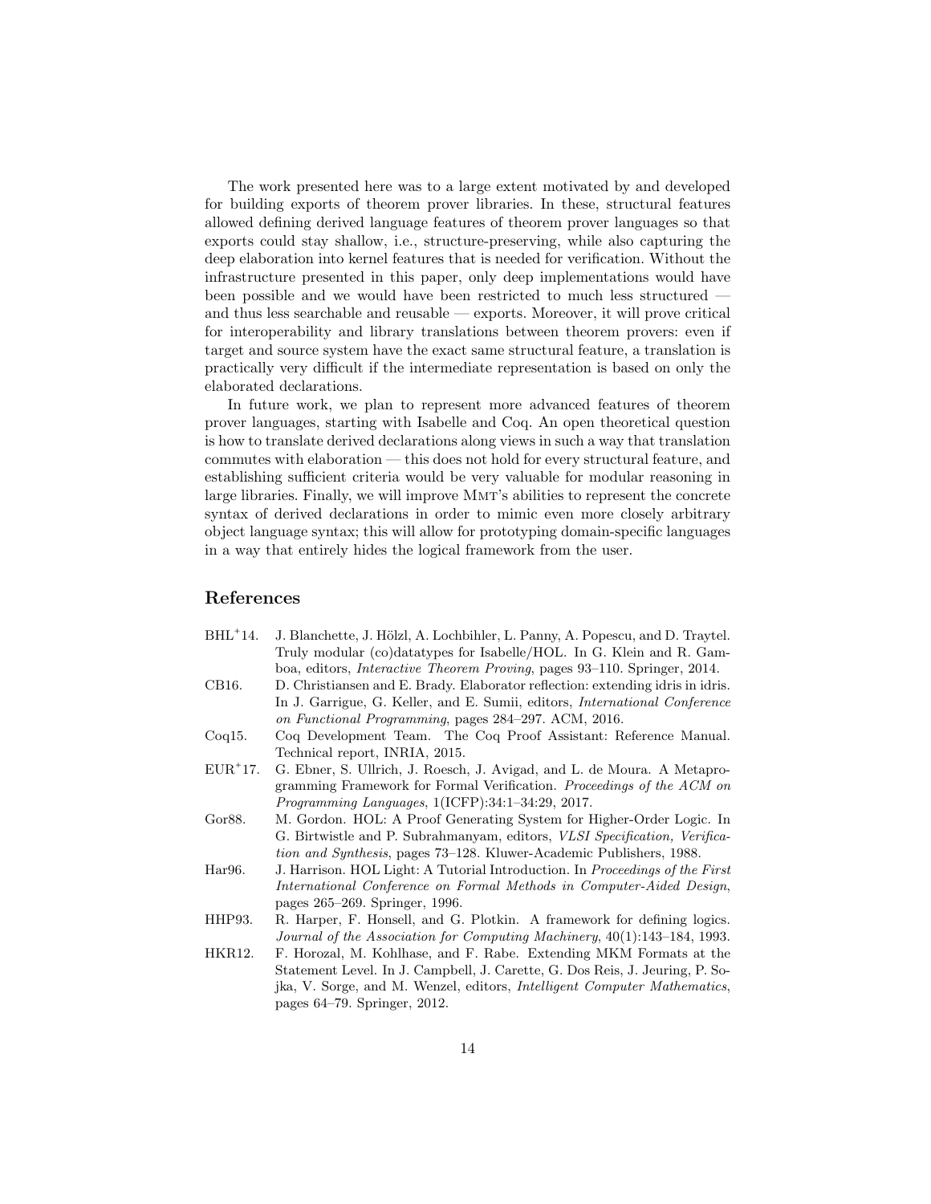The work presented here was to a large extent motivated by and developed for building exports of theorem prover libraries. In these, structural features allowed defining derived language features of theorem prover languages so that exports could stay shallow, i.e., structure-preserving, while also capturing the deep elaboration into kernel features that is needed for verification. Without the infrastructure presented in this paper, only deep implementations would have been possible and we would have been restricted to much less structured — and thus less searchable and reusable — exports. Moreover, it will prove critical for interoperability and library translations between theorem provers: even if target and source system have the exact same structural feature, a translation is practically very difficult if the intermediate representation is based on only the elaborated declarations.

In future work, we plan to represent more advanced features of theorem prover languages, starting with Isabelle and Coq. An open theoretical question is how to translate derived declarations along views in such a way that translation commutes with elaboration — this does not hold for every structural feature, and establishing sufficient criteria would be very valuable for modular reasoning in large libraries. Finally, we will improve MMT's abilities to represent the concrete syntax of derived declarations in order to mimic even more closely arbitrary object language syntax; this will allow for prototyping domain-specific languages in a way that entirely hides the logical framework from the user.

## References

- BHL+14. J. Blanchette, J. Hölzl, A. Lochbihler, L. Panny, A. Popescu, and D. Traytel. Truly modular (co)datatypes for Isabelle/HOL. In G. Klein and R. Gamboa, editors, *Interactive Theorem Proving*, pages 93–110. Springer, 2014.
- CB16. D. Christiansen and E. Brady. Elaborator reflection: extending idris in idris. In J. Garrigue, G. Keller, and E. Sumii, editors, *International Conference on Functional Programming*, pages 284–297. ACM, 2016.
- Coq15. Coq Development Team. The Coq Proof Assistant: Reference Manual. Technical report, INRIA, 2015.
- EUR+17. G. Ebner, S. Ullrich, J. Roesch, J. Avigad, and L. de Moura. A Metaprogramming Framework for Formal Verification. *Proceedings of the ACM on Programming Languages*, 1(ICFP):34:1–34:29, 2017.
- Gor88. M. Gordon. HOL: A Proof Generating System for Higher-Order Logic. In G. Birtwistle and P. Subrahmanyam, editors, *VLSI Specification, Verification and Synthesis*, pages 73–128. Kluwer-Academic Publishers, 1988.
- Har96. J. Harrison. HOL Light: A Tutorial Introduction. In *Proceedings of the First International Conference on Formal Methods in Computer-Aided Design*, pages 265–269. Springer, 1996.
- HHP93. R. Harper, F. Honsell, and G. Plotkin. A framework for defining logics. *Journal of the Association for Computing Machinery*, 40(1):143–184, 1993.
- HKR12. F. Horozal, M. Kohlhase, and F. Rabe. Extending MKM Formats at the Statement Level. In J. Campbell, J. Carette, G. Dos Reis, J. Jeuring, P. Sojka, V. Sorge, and M. Wenzel, editors, *Intelligent Computer Mathematics*, pages 64–79. Springer, 2012.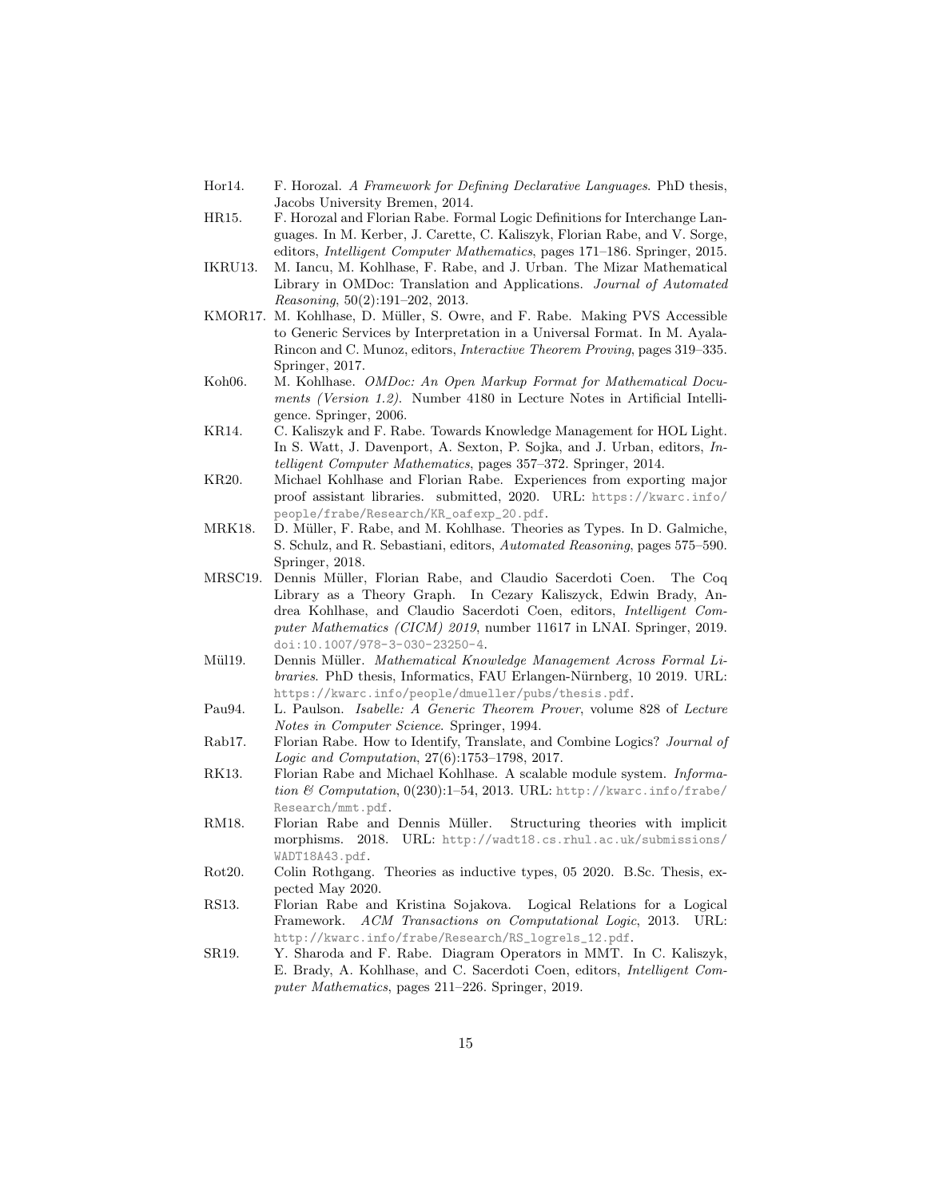Hor14. F. Horozal. *A Framework for Defining Declarative Languages*. PhD thesis, Jacobs University Bremen, 2014.

HR15. F. Horozal and Florian Rabe. Formal Logic Definitions for Interchange Languages. In M. Kerber, J. Carette, C. Kaliszyk, Florian Rabe, and V. Sorge, editors, *Intelligent Computer Mathematics*, pages 171–186. Springer, 2015.

IKRU13. M. Iancu, M. Kohlhase, F. Rabe, and J. Urban. The Mizar Mathematical Library in OMDoc: Translation and Applications. *Journal of Automated Reasoning*, 50(2):191–202, 2013.

KMOR17. M. Kohlhase, D. Müller, S. Owre, and F. Rabe. Making PVS Accessible to Generic Services by Interpretation in a Universal Format. In M. Ayala-Rincon and C. Munoz, editors, *Interactive Theorem Proving*, pages 319–335. Springer, 2017.

Koh06. M. Kohlhase. *OMDoc: An Open Markup Format for Mathematical Documents (Version 1.2)*. Number 4180 in Lecture Notes in Artificial Intelligence. Springer, 2006.

KR14. C. Kaliszyk and F. Rabe. Towards Knowledge Management for HOL Light. In S. Watt, J. Davenport, A. Sexton, P. Sojka, and J. Urban, editors, *Intelligent Computer Mathematics*, pages 357–372. Springer, 2014.

KR20. Michael Kohlhase and Florian Rabe. Experiences from exporting major proof assistant libraries. submitted, 2020. URL: https://kwarc.info/people/frabe/Research/KR_oafexp_20.pdf.

MRK18. D. Müller, F. Rabe, and M. Kohlhase. Theories as Types. In D. Galmiche, S. Schulz, and R. Sebastiani, editors, *Automated Reasoning*, pages 575–590. Springer, 2018.

MRSC19. Dennis Müller, Florian Rabe, and Claudio Sacerdoti Coen. The Coq Library as a Theory Graph. In Cezary Kaliszyck, Edwin Brady, Andrea Kohlhase, and Claudio Sacerdoti Coen, editors, *Intelligent Computer Mathematics (CICM) 2019*, number 11617 in LNAI. Springer, 2019. doi:10.1007/978-3-030-23250-4.

Mül19. Dennis Müller. *Mathematical Knowledge Management Across Formal Libraries*. PhD thesis, Informatics, FAU Erlangen-Nürnberg, 10 2019. URL: https://kwarc.info/people/dmueller/pubs/thesis.pdf.

Pau94. L. Paulson. *Isabelle: A Generic Theorem Prover*, volume 828 of *Lecture Notes in Computer Science*. Springer, 1994.

Rab17. Florian Rabe. How to Identify, Translate, and Combine Logics? *Journal of Logic and Computation*, 27(6):1753–1798, 2017.

RK13. Florian Rabe and Michael Kohlhase. A scalable module system. *Information & Computation*, 0(230):1–54, 2013. URL: http://kwarc.info/frabe/Research/mmt.pdf.

RM18. Florian Rabe and Dennis Müller. Structuring theories with implicit morphisms. 2018. URL: http://wadt18.cs.rhul.ac.uk/submissions/WADT18A43.pdf.

Rot20. Colin Rothgang. Theories as inductive types, 05 2020. B.Sc. Thesis, expected May 2020.

RS13. Florian Rabe and Kristina Sojakova. Logical Relations for a Logical Framework. *ACM Transactions on Computational Logic*, 2013. URL: http://kwarc.info/frabe/Research/RS_logrels_12.pdf.

SR19. Y. Sharoda and F. Rabe. Diagram Operators in MMT. In C. Kaliszyk, E. Brady, A. Kohlhase, and C. Sacerdoti Coen, editors, *Intelligent Computer Mathematics*, pages 211–226. Springer, 2019.